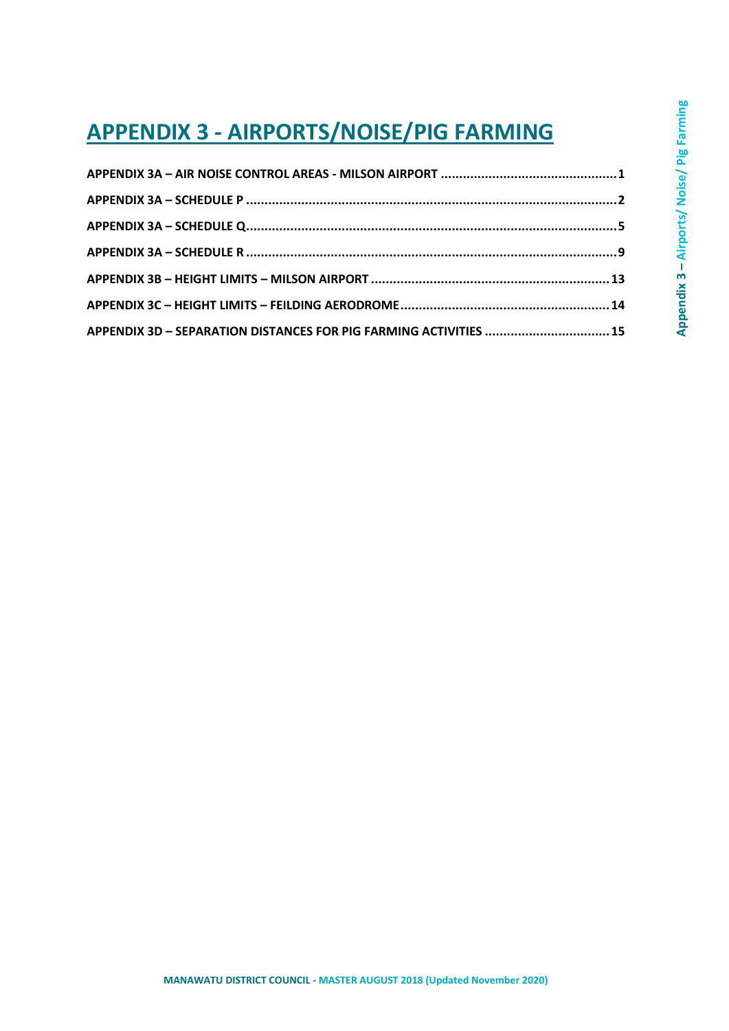# APPENDIX 3 - AIRPORTS/NOISE/PIG FARMING

APPENDIX 3A – AIR NOISE CONTROL AREAS - MILSON AIRPORT .......... 1

APPENDIX 3A – SCHEDULE P .......... 2

APPENDIX 3A – SCHEDULE Q .......... 5

APPENDIX 3A – SCHEDULE R .......... 9

APPENDIX 3B – HEIGHT LIMITS – MILSON AIRPORT .......... 13

APPENDIX 3C – HEIGHT LIMITS – FEILDING AERODROME .......... 14

APPENDIX 3D – SEPARATION DISTANCES FOR PIG FARMING ACTIVITIES .......... 15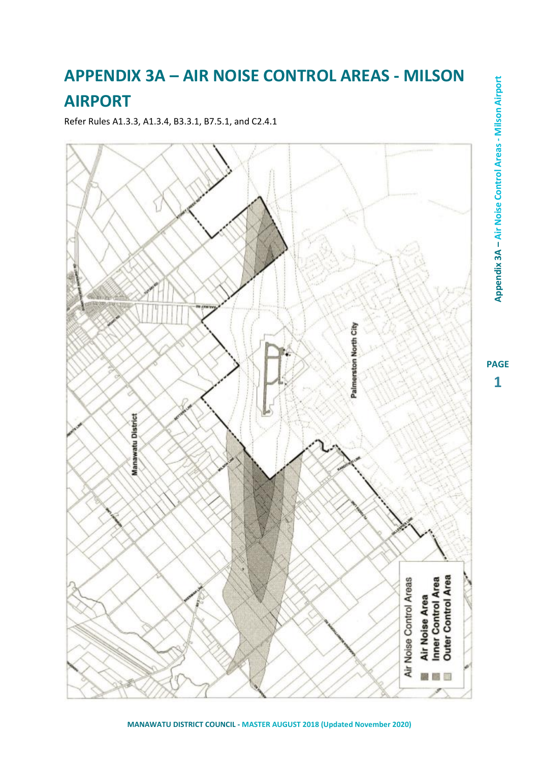# APPENDIX 3A – AIR NOISE CONTROL AREAS - MILSON AIRPORT

Refer Rules A1.3.3, A1.3.4, B3.3.1, B7.5.1, and C2.4.1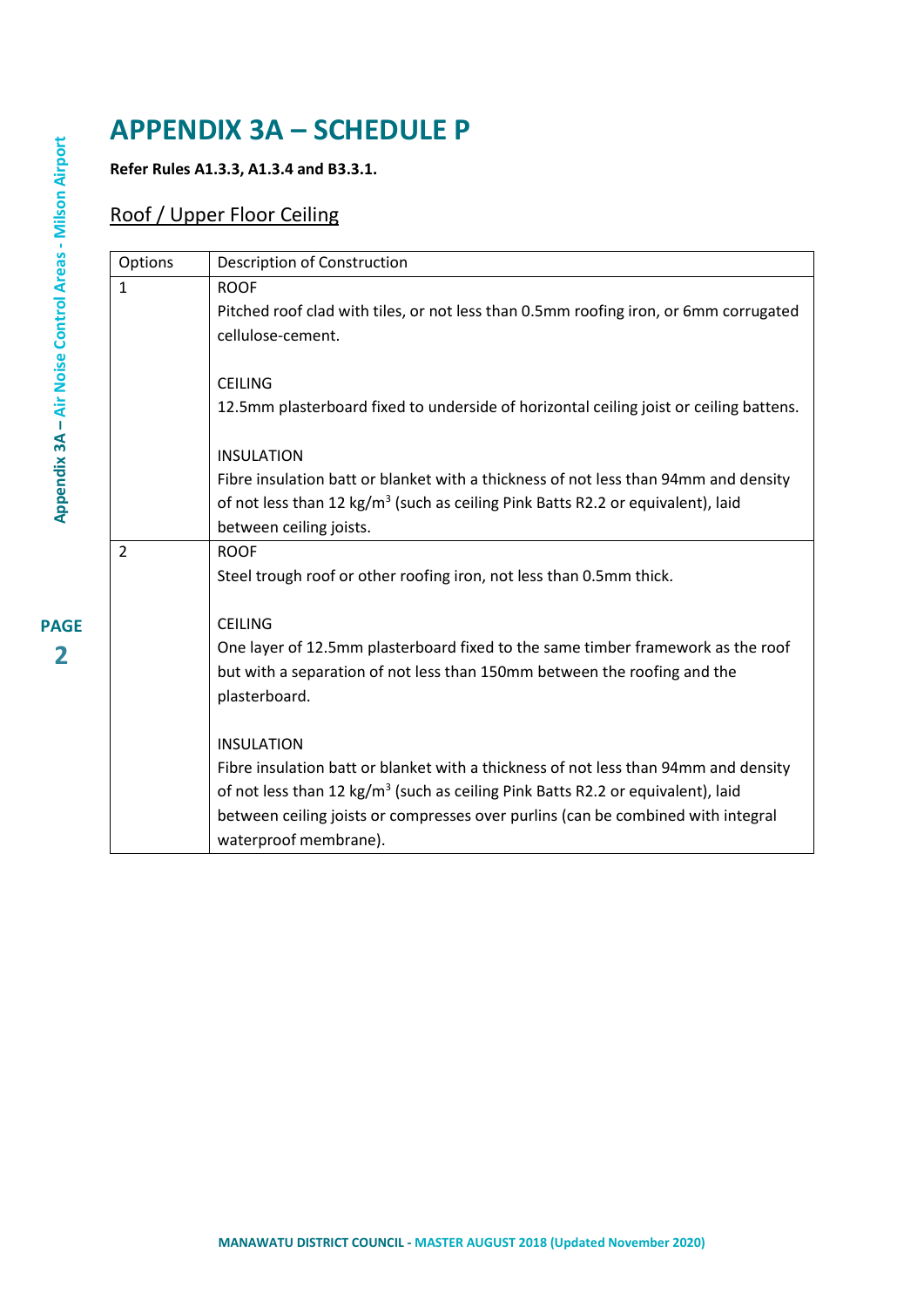# APPENDIX 3A – SCHEDULE P

**Refer Rules A1.3.3, A1.3.4 and B3.3.1.**

## Roof / Upper Floor Ceiling

| Options | Description of Construction |
|---|---|
| 1 | ROOF<br>Pitched roof clad with tiles, or not less than 0.5mm roofing iron, or 6mm corrugated cellulose-cement.<br><br>CEILING<br>12.5mm plasterboard fixed to underside of horizontal ceiling joist or ceiling battens.<br><br>INSULATION<br>Fibre insulation batt or blanket with a thickness of not less than 94mm and density of not less than 12 kg/m$^3$ (such as ceiling Pink Batts R2.2 or equivalent), laid between ceiling joists. |
| 2 | ROOF<br>Steel trough roof or other roofing iron, not less than 0.5mm thick.<br><br>CEILING<br>One layer of 12.5mm plasterboard fixed to the same timber framework as the roof but with a separation of not less than 150mm between the roofing and the plasterboard.<br><br>INSULATION<br>Fibre insulation batt or blanket with a thickness of not less than 94mm and density of not less than 12 kg/m$^3$ (such as ceiling Pink Batts R2.2 or equivalent), laid between ceiling joists or compresses over purlins (can be combined with integral waterproof membrane). |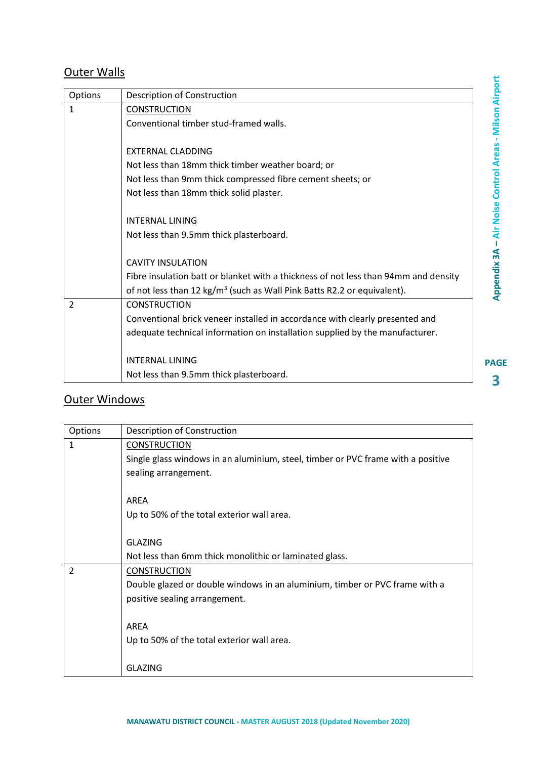## Outer Walls

| Options | Description of Construction |
|---|---|
| 1 | CONSTRUCTION<br>Conventional timber stud-framed walls.<br><br>EXTERNAL CLADDING<br>Not less than 18mm thick timber weather board; or<br>Not less than 9mm thick compressed fibre cement sheets; or<br>Not less than 18mm thick solid plaster.<br><br>INTERNAL LINING<br>Not less than 9.5mm thick plasterboard.<br><br>CAVITY INSULATION<br>Fibre insulation batt or blanket with a thickness of not less than 94mm and density of not less than 12 kg/$m^3$ (such as Wall Pink Batts R2.2 or equivalent). |
| 2 | CONSTRUCTION<br>Conventional brick veneer installed in accordance with clearly presented and adequate technical information on installation supplied by the manufacturer.<br><br>INTERNAL LINING<br>Not less than 9.5mm thick plasterboard. |

## Outer Windows

| Options | Description of Construction |
|---|---|
| 1 | CONSTRUCTION<br>Single glass windows in an aluminium, steel, timber or PVC frame with a positive sealing arrangement.<br><br>AREA<br>Up to 50% of the total exterior wall area.<br><br>GLAZING<br>Not less than 6mm thick monolithic or laminated glass. |
| 2 | CONSTRUCTION<br>Double glazed or double windows in an aluminium, timber or PVC frame with a positive sealing arrangement.<br><br>AREA<br>Up to 50% of the total exterior wall area.<br><br>GLAZING |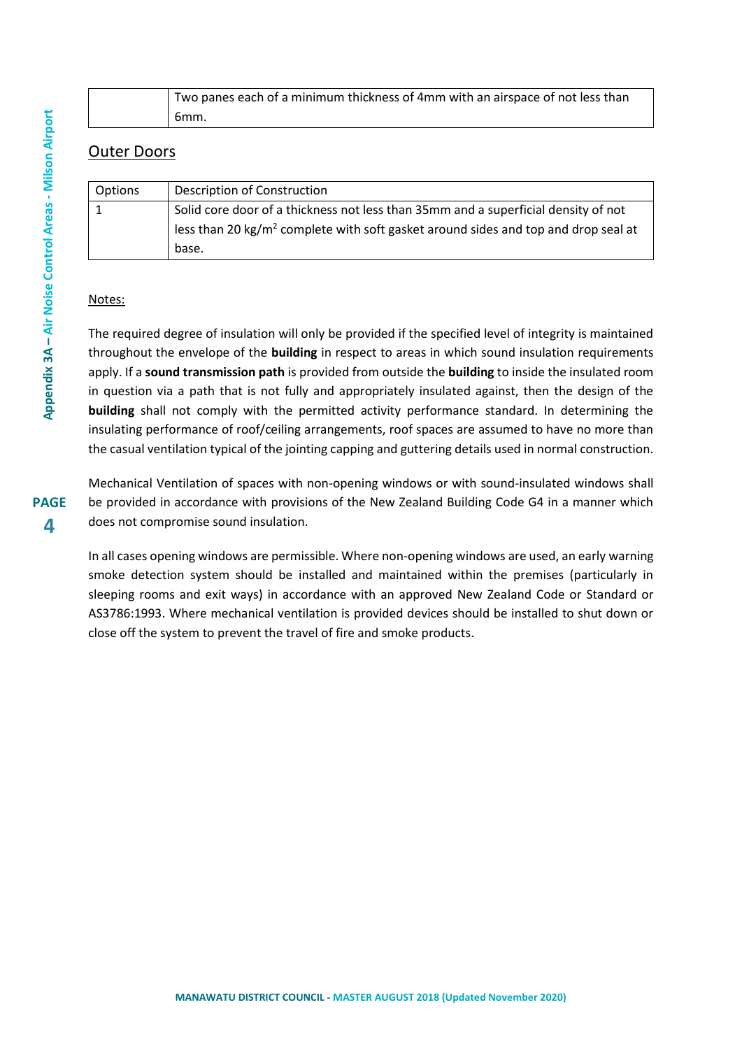|  | Two panes each of a minimum thickness of 4mm with an airspace of not less than 6mm. |
|---|---|

## Outer Doors

| Options | Description of Construction |
|---|---|
| 1 | Solid core door of a thickness not less than 35mm and a superficial density of not less than 20 kg/$m^2$ complete with soft gasket around sides and top and drop seal at base. |

Notes:

The required degree of insulation will only be provided if the specified level of integrity is maintained throughout the envelope of the **building** in respect to areas in which sound insulation requirements apply. If a **sound transmission path** is provided from outside the **building** to inside the insulated room in question via a path that is not fully and appropriately insulated against, then the design of the **building** shall not comply with the permitted activity performance standard. In determining the insulating performance of roof/ceiling arrangements, roof spaces are assumed to have no more than the casual ventilation typical of the jointing capping and guttering details used in normal construction.

Mechanical Ventilation of spaces with non-opening windows or with sound-insulated windows shall be provided in accordance with provisions of the New Zealand Building Code G4 in a manner which does not compromise sound insulation.

In all cases opening windows are permissible. Where non-opening windows are used, an early warning smoke detection system should be installed and maintained within the premises (particularly in sleeping rooms and exit ways) in accordance with an approved New Zealand Code or Standard or AS3786:1993. Where mechanical ventilation is provided devices should be installed to shut down or close off the system to prevent the travel of fire and smoke products.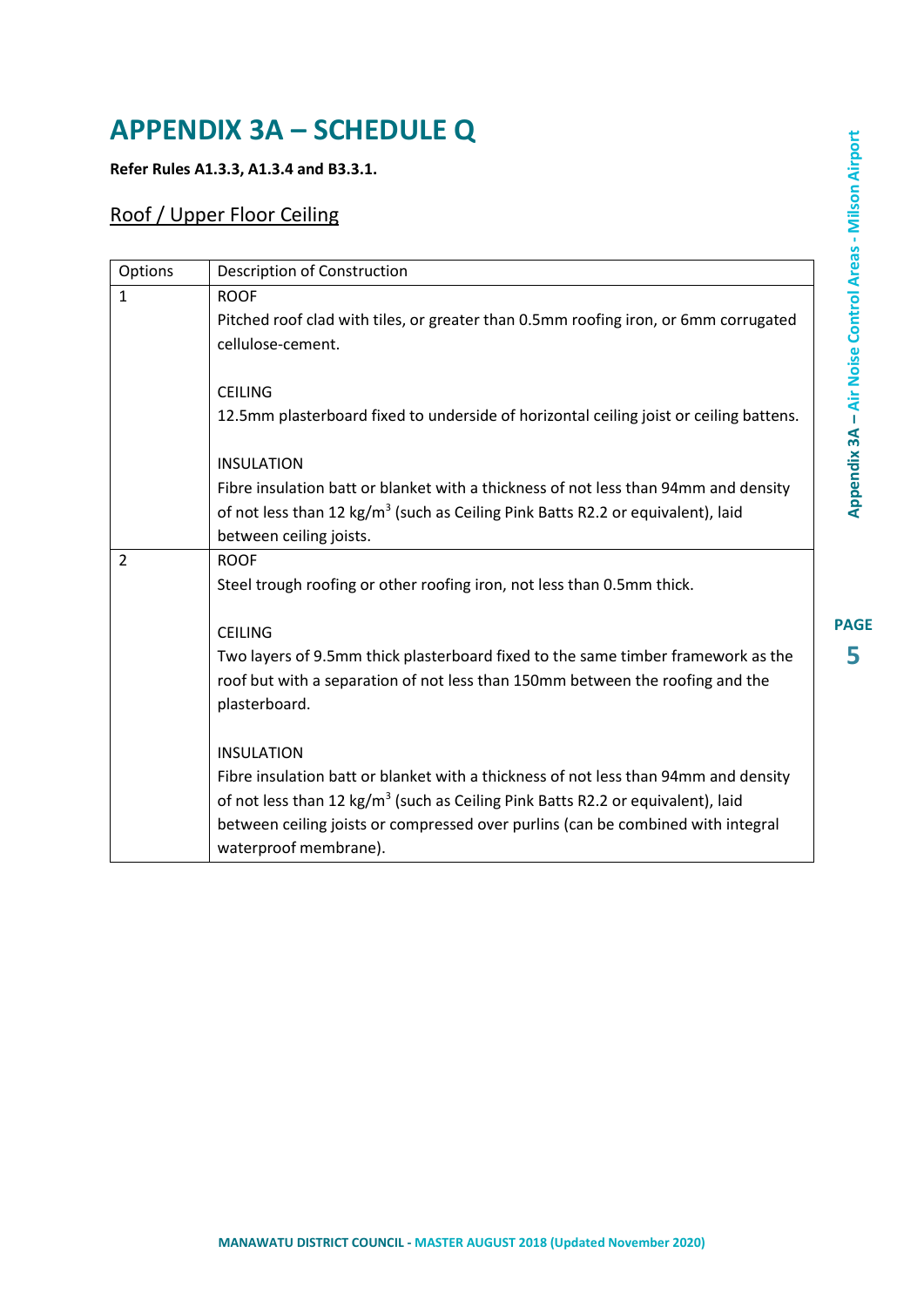# APPENDIX 3A – SCHEDULE Q

**Refer Rules A1.3.3, A1.3.4 and B3.3.1.**

## Roof / Upper Floor Ceiling

| Options | Description of Construction |
|---|---|
| 1 | ROOF<br>Pitched roof clad with tiles, or greater than 0.5mm roofing iron, or 6mm corrugated cellulose-cement.<br><br>CEILING<br>12.5mm plasterboard fixed to underside of horizontal ceiling joist or ceiling battens.<br><br>INSULATION<br>Fibre insulation batt or blanket with a thickness of not less than 94mm and density of not less than 12 kg/m$^3$ (such as Ceiling Pink Batts R2.2 or equivalent), laid between ceiling joists. |
| 2 | ROOF<br>Steel trough roofing or other roofing iron, not less than 0.5mm thick.<br><br>CEILING<br>Two layers of 9.5mm thick plasterboard fixed to the same timber framework as the roof but with a separation of not less than 150mm between the roofing and the plasterboard.<br><br>INSULATION<br>Fibre insulation batt or blanket with a thickness of not less than 94mm and density of not less than 12 kg/m$^3$ (such as Ceiling Pink Batts R2.2 or equivalent), laid between ceiling joists or compressed over purlins (can be combined with integral waterproof membrane). |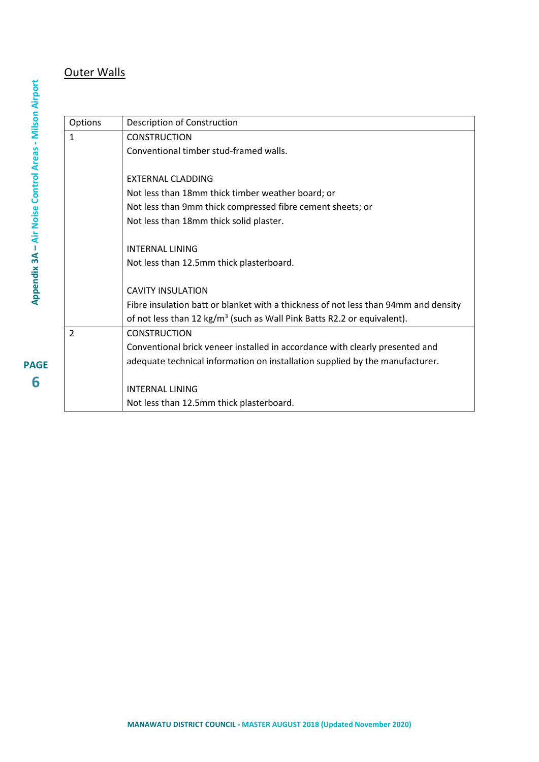## Outer Walls

| Options | Description of Construction |
| --- | --- |
| 1 | CONSTRUCTION<br>Conventional timber stud-framed walls.<br><br>EXTERNAL CLADDING<br>Not less than 18mm thick timber weather board; or<br>Not less than 9mm thick compressed fibre cement sheets; or<br>Not less than 18mm thick solid plaster.<br><br>INTERNAL LINING<br>Not less than 12.5mm thick plasterboard.<br><br>CAVITY INSULATION<br>Fibre insulation batt or blanket with a thickness of not less than 94mm and density of not less than 12 $kg/m^3$ (such as Wall Pink Batts R2.2 or equivalent). |
| 2 | CONSTRUCTION<br>Conventional brick veneer installed in accordance with clearly presented and adequate technical information on installation supplied by the manufacturer.<br><br>INTERNAL LINING<br>Not less than 12.5mm thick plasterboard. |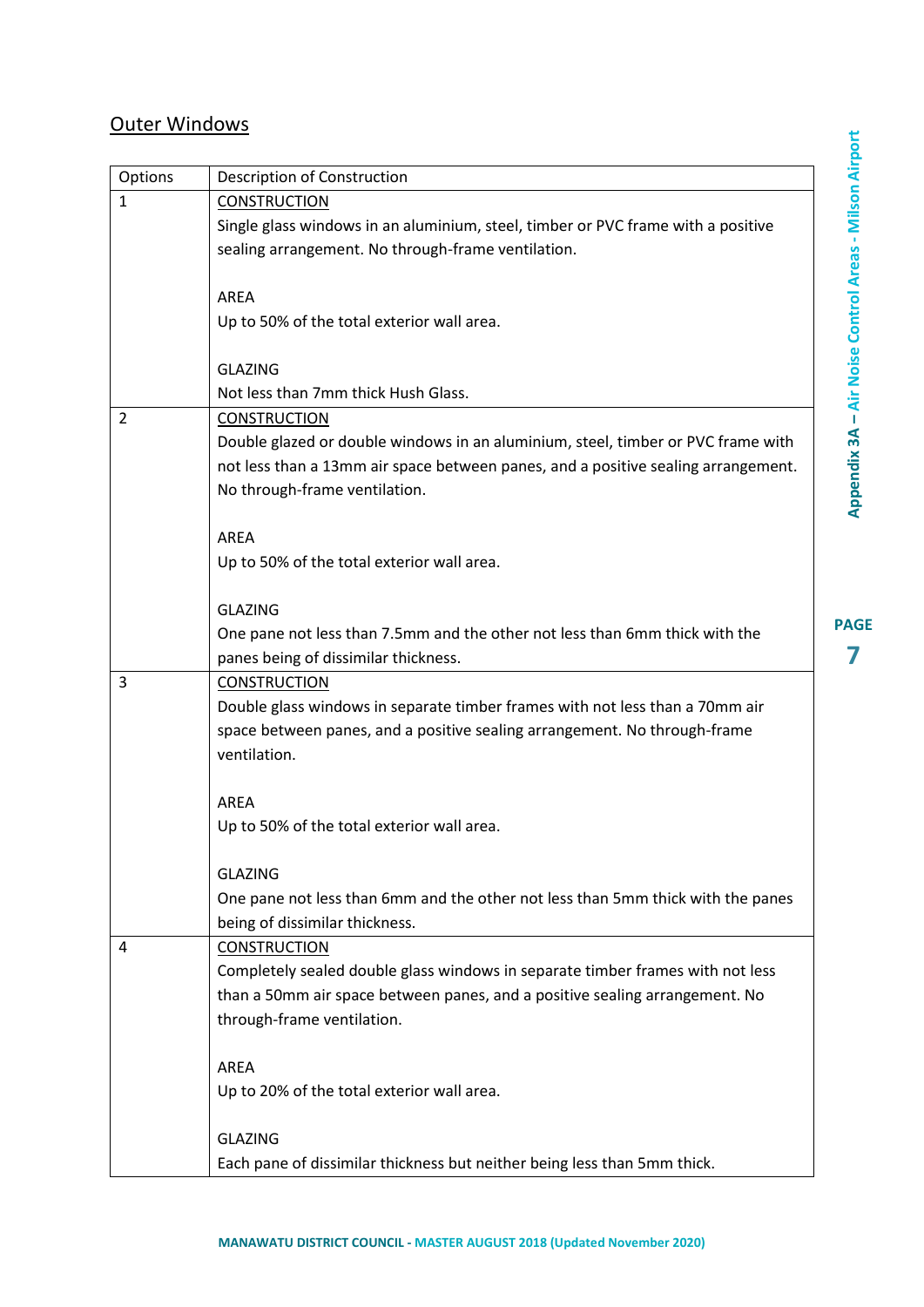## Outer Windows

| Options | Description of Construction |
|---|---|
| 1 | <u>CONSTRUCTION</u><br>Single glass windows in an aluminium, steel, timber or PVC frame with a positive sealing arrangement. No through-frame ventilation.<br><br>AREA<br>Up to 50% of the total exterior wall area.<br><br>GLAZING<br>Not less than 7mm thick Hush Glass. |
| 2 | <u>CONSTRUCTION</u><br>Double glazed or double windows in an aluminium, steel, timber or PVC frame with not less than a 13mm air space between panes, and a positive sealing arrangement. No through-frame ventilation.<br><br>AREA<br>Up to 50% of the total exterior wall area.<br><br>GLAZING<br>One pane not less than 7.5mm and the other not less than 6mm thick with the panes being of dissimilar thickness. |
| 3 | <u>CONSTRUCTION</u><br>Double glass windows in separate timber frames with not less than a 70mm air space between panes, and a positive sealing arrangement. No through-frame ventilation.<br><br>AREA<br>Up to 50% of the total exterior wall area.<br><br>GLAZING<br>One pane not less than 6mm and the other not less than 5mm thick with the panes being of dissimilar thickness. |
| 4 | <u>CONSTRUCTION</u><br>Completely sealed double glass windows in separate timber frames with not less than a 50mm air space between panes, and a positive sealing arrangement. No through-frame ventilation.<br><br>AREA<br>Up to 20% of the total exterior wall area.<br><br>GLAZING<br>Each pane of dissimilar thickness but neither being less than 5mm thick. |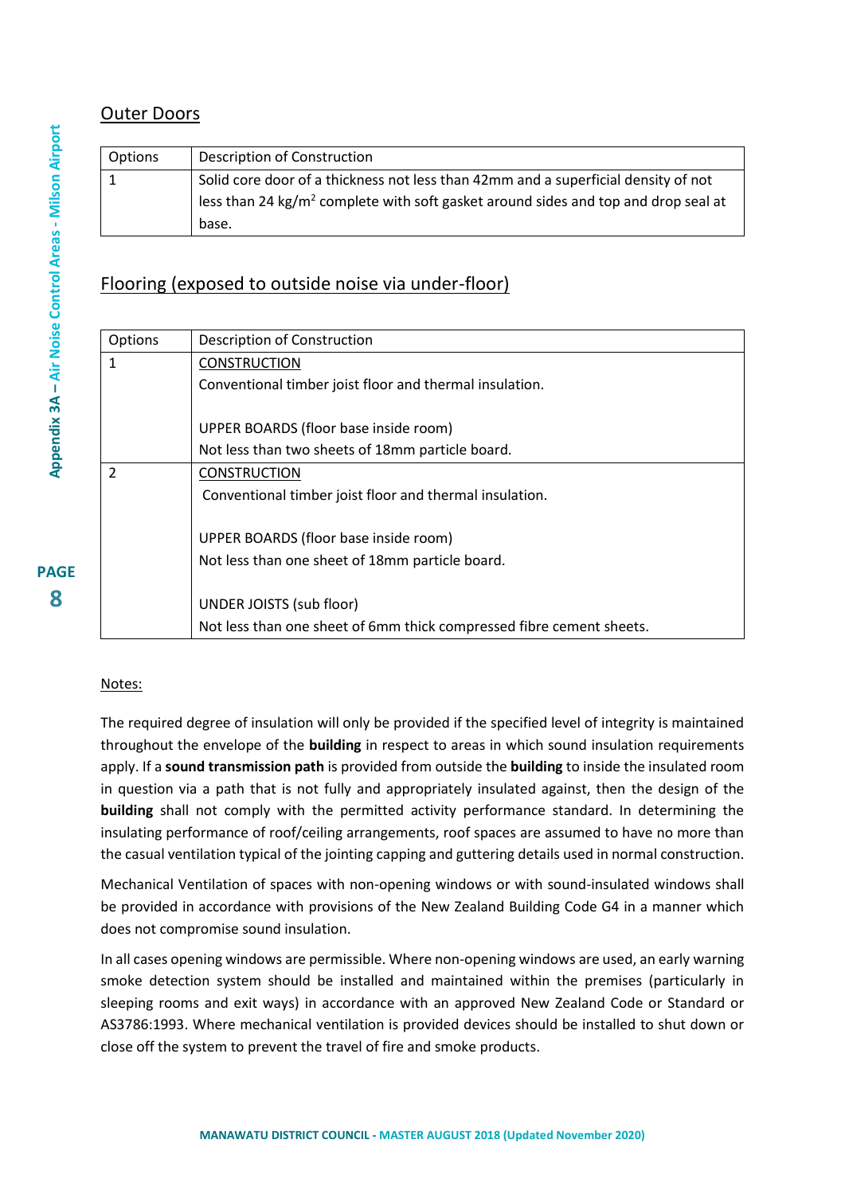## Outer Doors

| Options | Description of Construction |
| --- | --- |
| 1 | Solid core door of a thickness not less than 42mm and a superficial density of not less than 24 $kg/m^2$ complete with soft gasket around sides and top and drop seal at base. |

## Flooring (exposed to outside noise via under-floor)

| Options | Description of Construction |
| --- | --- |
| 1 | CONSTRUCTION<br>Conventional timber joist floor and thermal insulation.<br><br>UPPER BOARDS (floor base inside room)<br>Not less than two sheets of 18mm particle board. |
| 2 | CONSTRUCTION<br>Conventional timber joist floor and thermal insulation.<br><br>UPPER BOARDS (floor base inside room)<br>Not less than one sheet of 18mm particle board.<br><br>UNDER JOISTS (sub floor)<br>Not less than one sheet of 6mm thick compressed fibre cement sheets. |

Notes:

The required degree of insulation will only be provided if the specified level of integrity is maintained throughout the envelope of the **building** in respect to areas in which sound insulation requirements apply. If a **sound transmission path** is provided from outside the **building** to inside the insulated room in question via a path that is not fully and appropriately insulated against, then the design of the **building** shall not comply with the permitted activity performance standard. In determining the insulating performance of roof/ceiling arrangements, roof spaces are assumed to have no more than the casual ventilation typical of the jointing capping and guttering details used in normal construction.

Mechanical Ventilation of spaces with non-opening windows or with sound-insulated windows shall be provided in accordance with provisions of the New Zealand Building Code G4 in a manner which does not compromise sound insulation.

In all cases opening windows are permissible. Where non-opening windows are used, an early warning smoke detection system should be installed and maintained within the premises (particularly in sleeping rooms and exit ways) in accordance with an approved New Zealand Code or Standard or AS3786:1993. Where mechanical ventilation is provided devices should be installed to shut down or close off the system to prevent the travel of fire and smoke products.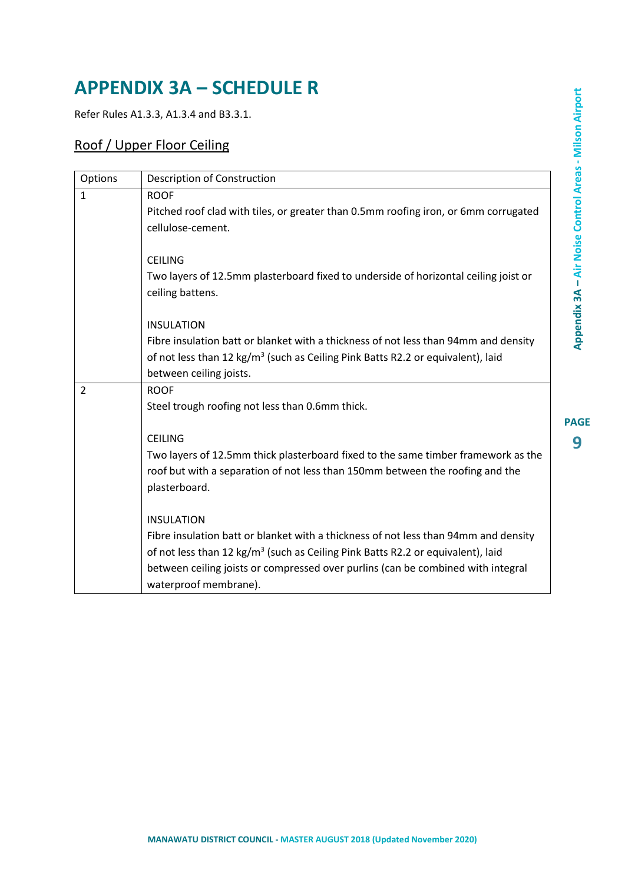# APPENDIX 3A – SCHEDULE R

Refer Rules A1.3.3, A1.3.4 and B3.3.1.

## Roof / Upper Floor Ceiling

| Options | Description of Construction |
|---|---|
| 1 | ROOF<br>Pitched roof clad with tiles, or greater than 0.5mm roofing iron, or 6mm corrugated cellulose-cement.<br><br>CEILING<br>Two layers of 12.5mm plasterboard fixed to underside of horizontal ceiling joist or ceiling battens.<br><br>INSULATION<br>Fibre insulation batt or blanket with a thickness of not less than 94mm and density of not less than 12 kg/m$^3$ (such as Ceiling Pink Batts R2.2 or equivalent), laid between ceiling joists. |
| 2 | ROOF<br>Steel trough roofing not less than 0.6mm thick.<br><br>CEILING<br>Two layers of 12.5mm thick plasterboard fixed to the same timber framework as the roof but with a separation of not less than 150mm between the roofing and the plasterboard.<br><br>INSULATION<br>Fibre insulation batt or blanket with a thickness of not less than 94mm and density of not less than 12 kg/m$^3$ (such as Ceiling Pink Batts R2.2 or equivalent), laid between ceiling joists or compressed over purlins (can be combined with integral waterproof membrane). |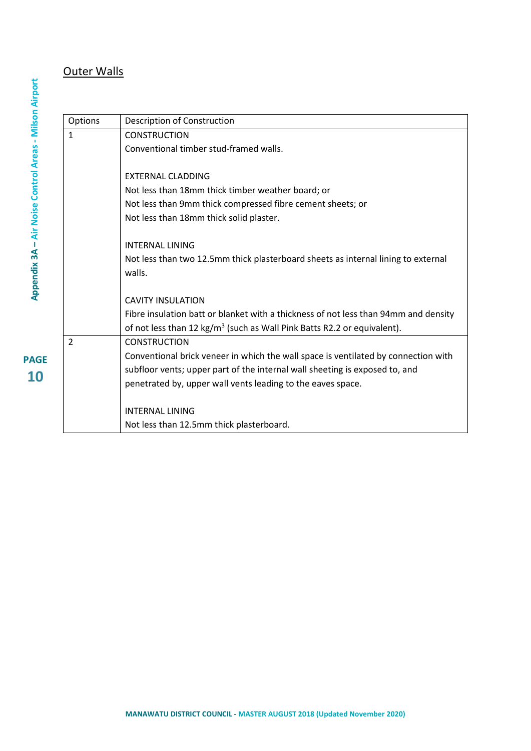## Outer Walls

| Options | Description of Construction |
| --- | --- |
| 1 | CONSTRUCTION<br>Conventional timber stud-framed walls.<br><br>EXTERNAL CLADDING<br>Not less than 18mm thick timber weather board; or<br>Not less than 9mm thick compressed fibre cement sheets; or<br>Not less than 18mm thick solid plaster.<br><br>INTERNAL LINING<br>Not less than two 12.5mm thick plasterboard sheets as internal lining to external walls.<br><br>CAVITY INSULATION<br>Fibre insulation batt or blanket with a thickness of not less than 94mm and density of not less than 12 kg/$m^3$ (such as Wall Pink Batts R2.2 or equivalent). |
| 2 | CONSTRUCTION<br>Conventional brick veneer in which the wall space is ventilated by connection with subfloor vents; upper part of the internal wall sheeting is exposed to, and penetrated by, upper wall vents leading to the eaves space.<br><br>INTERNAL LINING<br>Not less than 12.5mm thick plasterboard. |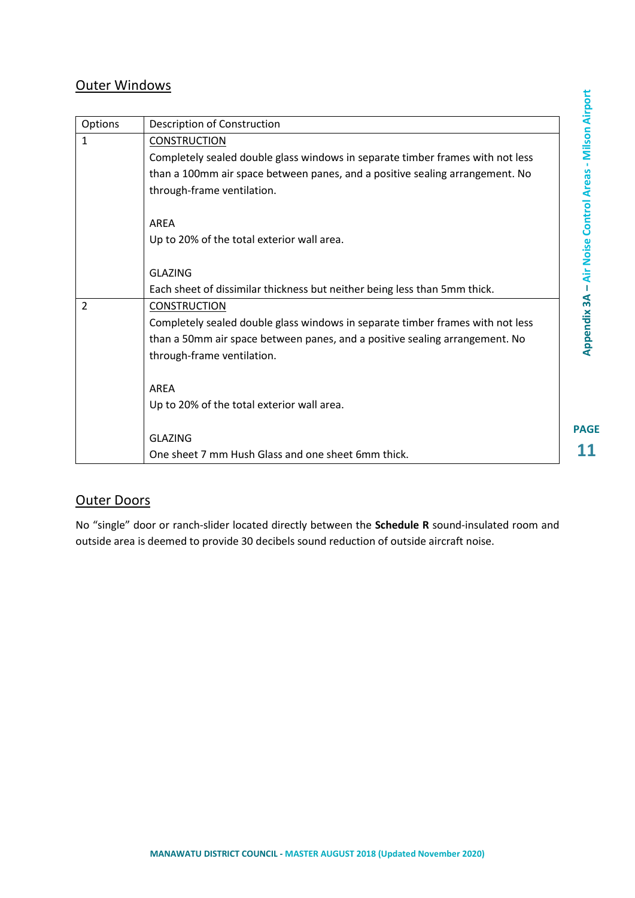## Outer Windows

| Options | Description of Construction |
|---|---|
| 1 | <u>CONSTRUCTION</u><br>Completely sealed double glass windows in separate timber frames with not less than a 100mm air space between panes, and a positive sealing arrangement. No through-frame ventilation.<br><br>AREA<br>Up to 20% of the total exterior wall area.<br><br>GLAZING<br>Each sheet of dissimilar thickness but neither being less than 5mm thick. |
| 2 | <u>CONSTRUCTION</u><br>Completely sealed double glass windows in separate timber frames with not less than a 50mm air space between panes, and a positive sealing arrangement. No through-frame ventilation.<br><br>AREA<br>Up to 20% of the total exterior wall area.<br><br>GLAZING<br>One sheet 7 mm Hush Glass and one sheet 6mm thick. |

## Outer Doors

No "single" door or ranch-slider located directly between the **Schedule R** sound-insulated room and outside area is deemed to provide 30 decibels sound reduction of outside aircraft noise.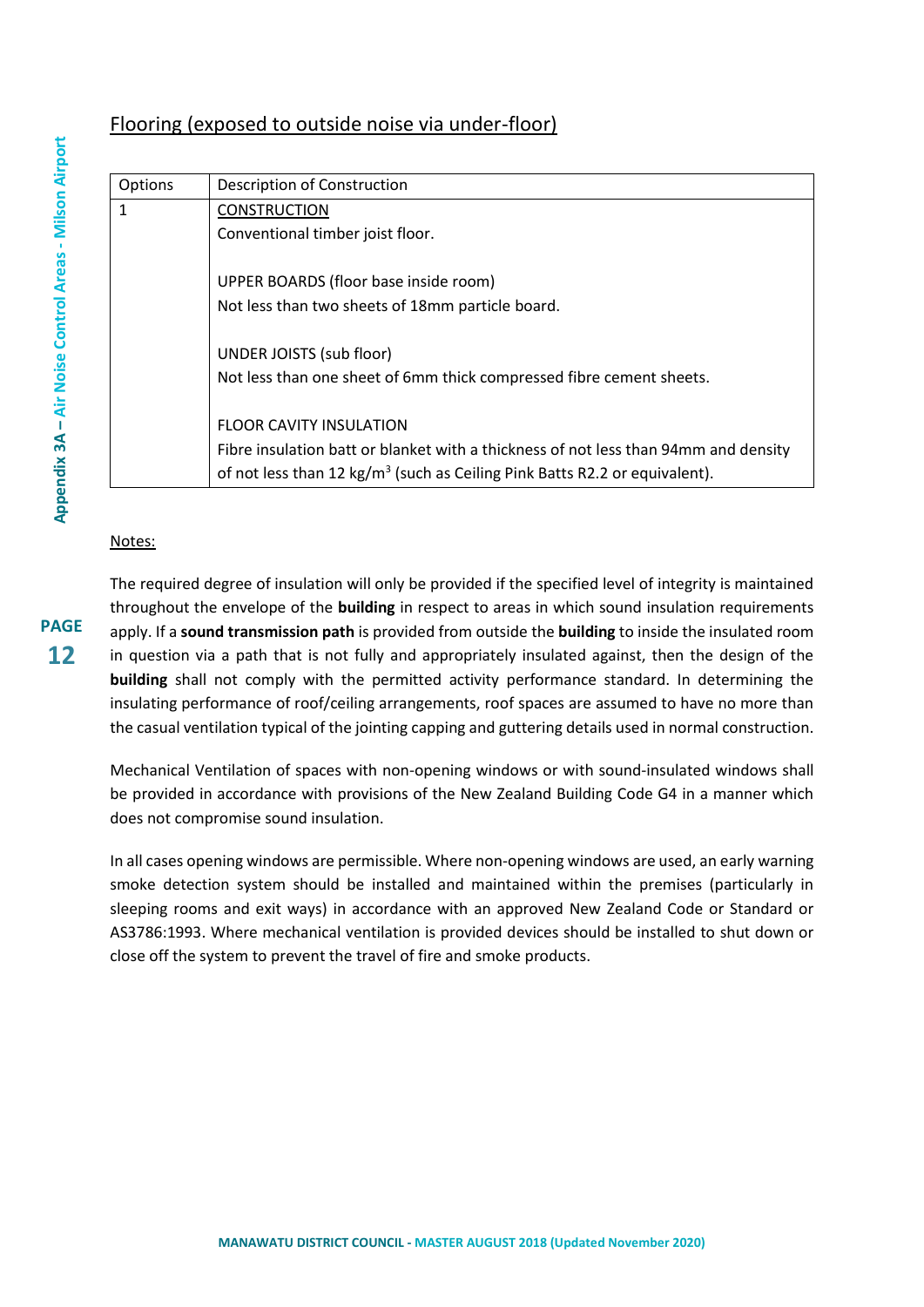## Flooring (exposed to outside noise via under-floor)

| Options | Description of Construction |
|---|---|
| 1 | CONSTRUCTION<br>Conventional timber joist floor.<br><br>UPPER BOARDS (floor base inside room)<br>Not less than two sheets of 18mm particle board.<br><br>UNDER JOISTS (sub floor)<br>Not less than one sheet of 6mm thick compressed fibre cement sheets.<br><br>FLOOR CAVITY INSULATION<br>Fibre insulation batt or blanket with a thickness of not less than 94mm and density of not less than 12 kg/m$^3$ (such as Ceiling Pink Batts R2.2 or equivalent). |

Notes:

The required degree of insulation will only be provided if the specified level of integrity is maintained throughout the envelope of the **building** in respect to areas in which sound insulation requirements apply. If a **sound transmission path** is provided from outside the **building** to inside the insulated room in question via a path that is not fully and appropriately insulated against, then the design of the **building** shall not comply with the permitted activity performance standard. In determining the insulating performance of roof/ceiling arrangements, roof spaces are assumed to have no more than the casual ventilation typical of the jointing capping and guttering details used in normal construction.

Mechanical Ventilation of spaces with non-opening windows or with sound-insulated windows shall be provided in accordance with provisions of the New Zealand Building Code G4 in a manner which does not compromise sound insulation.

In all cases opening windows are permissible. Where non-opening windows are used, an early warning smoke detection system should be installed and maintained within the premises (particularly in sleeping rooms and exit ways) in accordance with an approved New Zealand Code or Standard or AS3786:1993. Where mechanical ventilation is provided devices should be installed to shut down or close off the system to prevent the travel of fire and smoke products.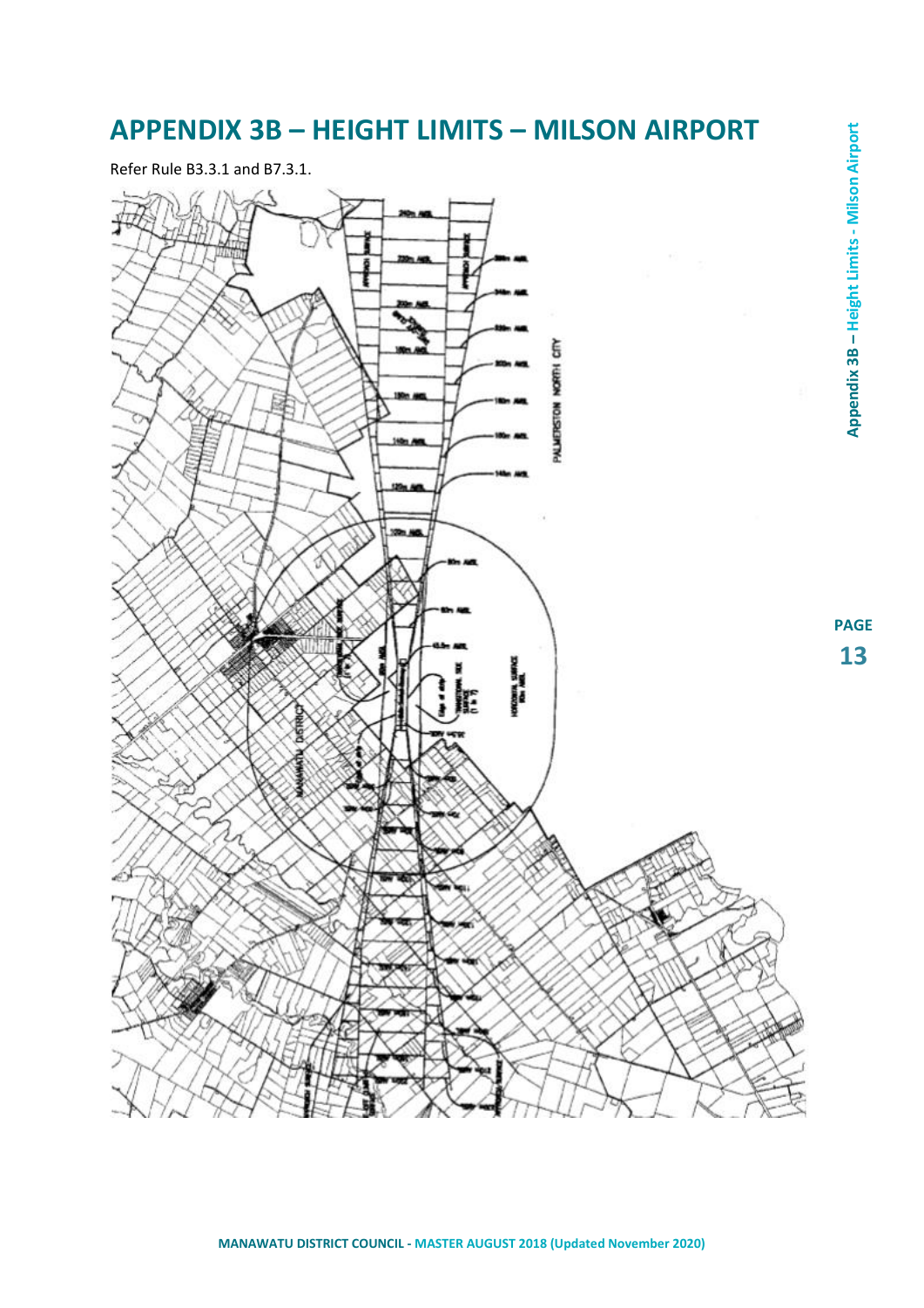# APPENDIX 3B – HEIGHT LIMITS – MILSON AIRPORT

Refer Rule B3.3.1 and B7.3.1.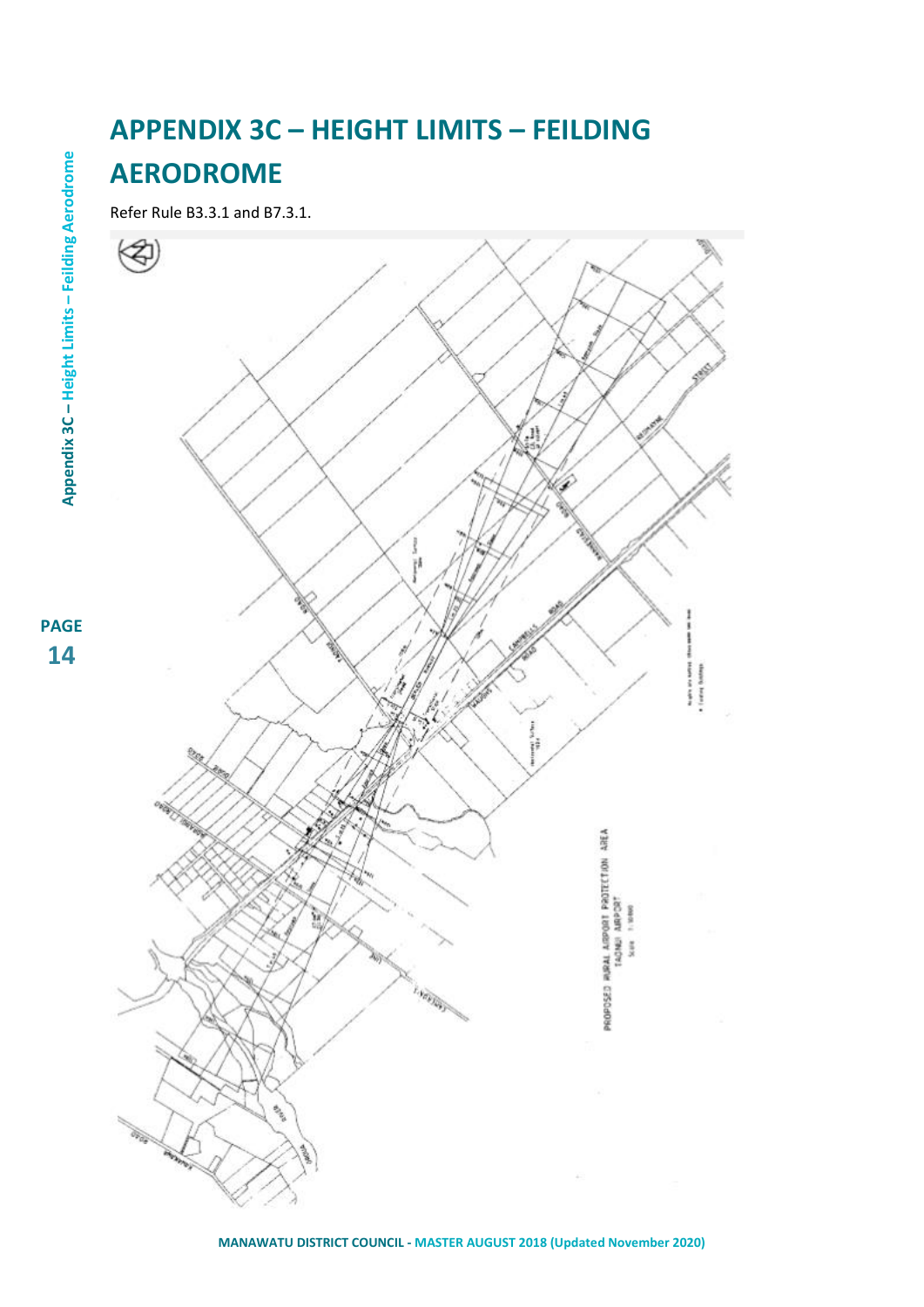# APPENDIX 3C – HEIGHT LIMITS – FEILDING AERODROME

Refer Rule B3.3.1 and B7.3.1.

PROPOSED RURAL AIRPORT PROTECTION AREA
TAONUI AIRPORT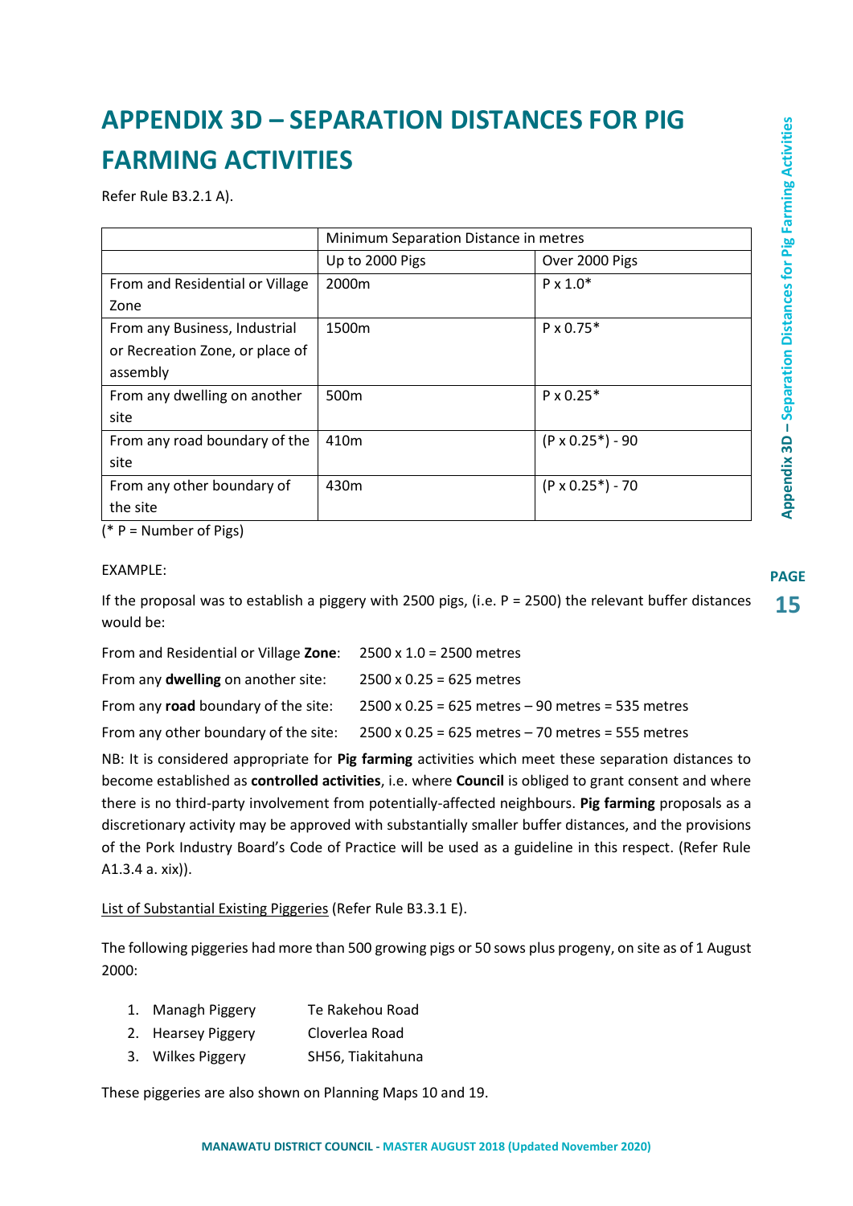# APPENDIX 3D – SEPARATION DISTANCES FOR PIG FARMING ACTIVITIES

Refer Rule B3.2.1 A).

| | Minimum Separation Distance in metres | |
|---|---|---|
| | Up to 2000 Pigs | Over 2000 Pigs |
| From and Residential or Village Zone | 2000m | P x 1.0* |
| From any Business, Industrial or Recreation Zone, or place of assembly | 1500m | P x 0.75* |
| From any dwelling on another site | 500m | P x 0.25* |
| From any road boundary of the site | 410m | (P x 0.25*) - 90 |
| From any other boundary of the site | 430m | (P x 0.25*) - 70 |

(* P = Number of Pigs)

EXAMPLE:

If the proposal was to establish a piggery with 2500 pigs, (i.e. P = 2500) the relevant buffer distances would be:

From and Residential or Village **Zone**: 2500 x 1.0 = 2500 metres

From any **dwelling** on another site: 2500 x 0.25 = 625 metres

From any **road** boundary of the site: 2500 x 0.25 = 625 metres – 90 metres = 535 metres

From any other boundary of the site: 2500 x 0.25 = 625 metres – 70 metres = 555 metres

NB: It is considered appropriate for **Pig farming** activities which meet these separation distances to become established as **controlled activities**, i.e. where **Council** is obliged to grant consent and where there is no third-party involvement from potentially-affected neighbours. **Pig farming** proposals as a discretionary activity may be approved with substantially smaller buffer distances, and the provisions of the Pork Industry Board's Code of Practice will be used as a guideline in this respect. (Refer Rule A1.3.4 a. xix)).

List of Substantial Existing Piggeries (Refer Rule B3.3.1 E).

The following piggeries had more than 500 growing pigs or 50 sows plus progeny, on site as of 1 August 2000:

1. Managh Piggery Te Rakehou Road
2. Hearsey Piggery Cloverlea Road
3. Wilkes Piggery SH56, Tiakitahuna

These piggeries are also shown on Planning Maps 10 and 19.